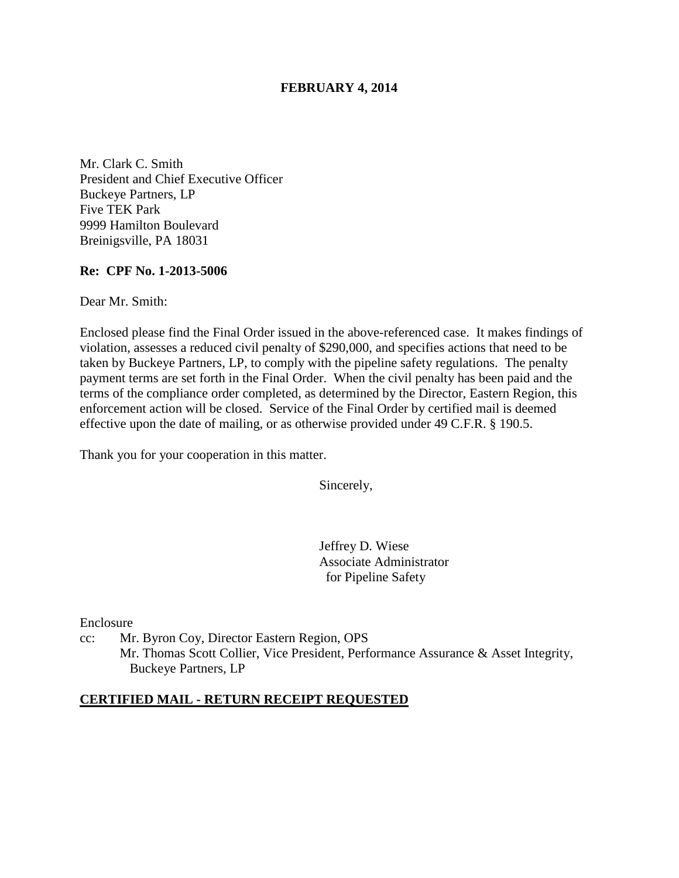**FEBRUARY 4, 2014**

Mr. Clark C. Smith
President and Chief Executive Officer
Buckeye Partners, LP
Five TEK Park
9999 Hamilton Boulevard
Breinigsville, PA 18031

**Re: CPF No. 1-2013-5006**

Dear Mr. Smith:

Enclosed please find the Final Order issued in the above-referenced case. It makes findings of violation, assesses a reduced civil penalty of $290,000, and specifies actions that need to be taken by Buckeye Partners, LP, to comply with the pipeline safety regulations. The penalty payment terms are set forth in the Final Order. When the civil penalty has been paid and the terms of the compliance order completed, as determined by the Director, Eastern Region, this enforcement action will be closed. Service of the Final Order by certified mail is deemed effective upon the date of mailing, or as otherwise provided under 49 C.F.R. § 190.5.

Thank you for your cooperation in this matter.

Sincerely,

Jeffrey D. Wiese
Associate Administrator
for Pipeline Safety

Enclosure

cc: Mr. Byron Coy, Director Eastern Region, OPS
Mr. Thomas Scott Collier, Vice President, Performance Assurance & Asset Integrity, Buckeye Partners, LP

**CERTIFIED MAIL - RETURN RECEIPT REQUESTED**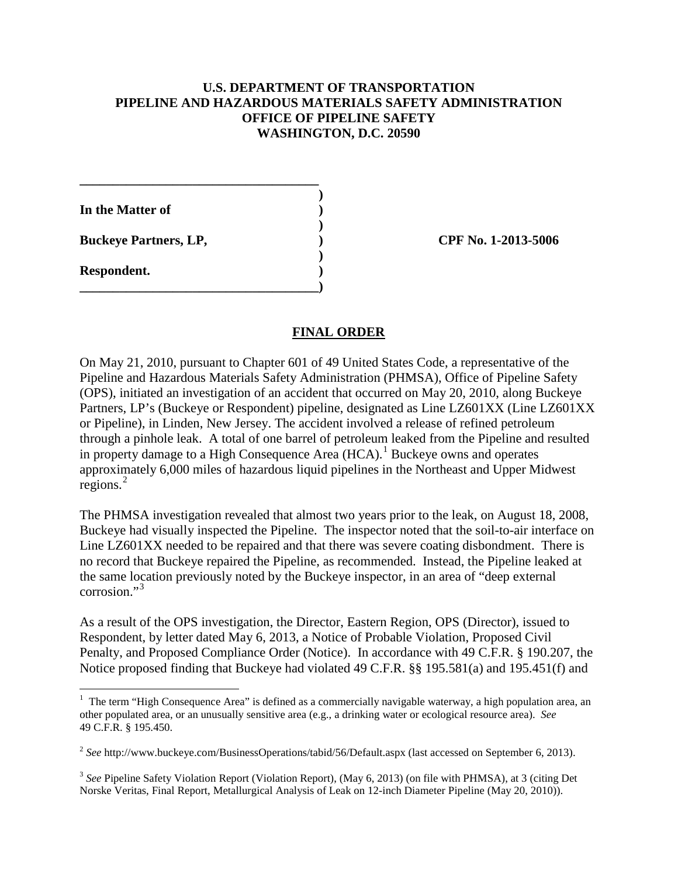**U.S. DEPARTMENT OF TRANSPORTATION**
**PIPELINE AND HAZARDOUS MATERIALS SAFETY ADMINISTRATION**
**OFFICE OF PIPELINE SAFETY**
**WASHINGTON, D.C. 20590**

**In the Matter of**

**Buckeye Partners, LP,** **CPF No. 1-2013-5006**

**Respondent.**

## FINAL ORDER

On May 21, 2010, pursuant to Chapter 601 of 49 United States Code, a representative of the Pipeline and Hazardous Materials Safety Administration (PHMSA), Office of Pipeline Safety (OPS), initiated an investigation of an accident that occurred on May 20, 2010, along Buckeye Partners, LP's (Buckeye or Respondent) pipeline, designated as Line LZ601XX (Line LZ601XX or Pipeline), in Linden, New Jersey. The accident involved a release of refined petroleum through a pinhole leak. A total of one barrel of petroleum leaked from the Pipeline and resulted in property damage to a High Consequence Area (HCA).[1] Buckeye owns and operates approximately 6,000 miles of hazardous liquid pipelines in the Northeast and Upper Midwest regions.[2]

The PHMSA investigation revealed that almost two years prior to the leak, on August 18, 2008, Buckeye had visually inspected the Pipeline. The inspector noted that the soil-to-air interface on Line LZ601XX needed to be repaired and that there was severe coating disbondment. There is no record that Buckeye repaired the Pipeline, as recommended. Instead, the Pipeline leaked at the same location previously noted by the Buckeye inspector, in an area of "deep external corrosion."[3]

As a result of the OPS investigation, the Director, Eastern Region, OPS (Director), issued to Respondent, by letter dated May 6, 2013, a Notice of Probable Violation, Proposed Civil Penalty, and Proposed Compliance Order (Notice). In accordance with 49 C.F.R. § 190.207, the Notice proposed finding that Buckeye had violated 49 C.F.R. §§ 195.581(a) and 195.451(f) and

---

[1] The term "High Consequence Area" is defined as a commercially navigable waterway, a high population area, an other populated area, or an unusually sensitive area (e.g., a drinking water or ecological resource area). *See* 49 C.F.R. § 195.450.

[2] *See* http://www.buckeye.com/BusinessOperations/tabid/56/Default.aspx (last accessed on September 6, 2013).

[3] *See* Pipeline Safety Violation Report (Violation Report), (May 6, 2013) (on file with PHMSA), at 3 (citing Det Norske Veritas, Final Report, Metallurgical Analysis of Leak on 12-inch Diameter Pipeline (May 20, 2010)).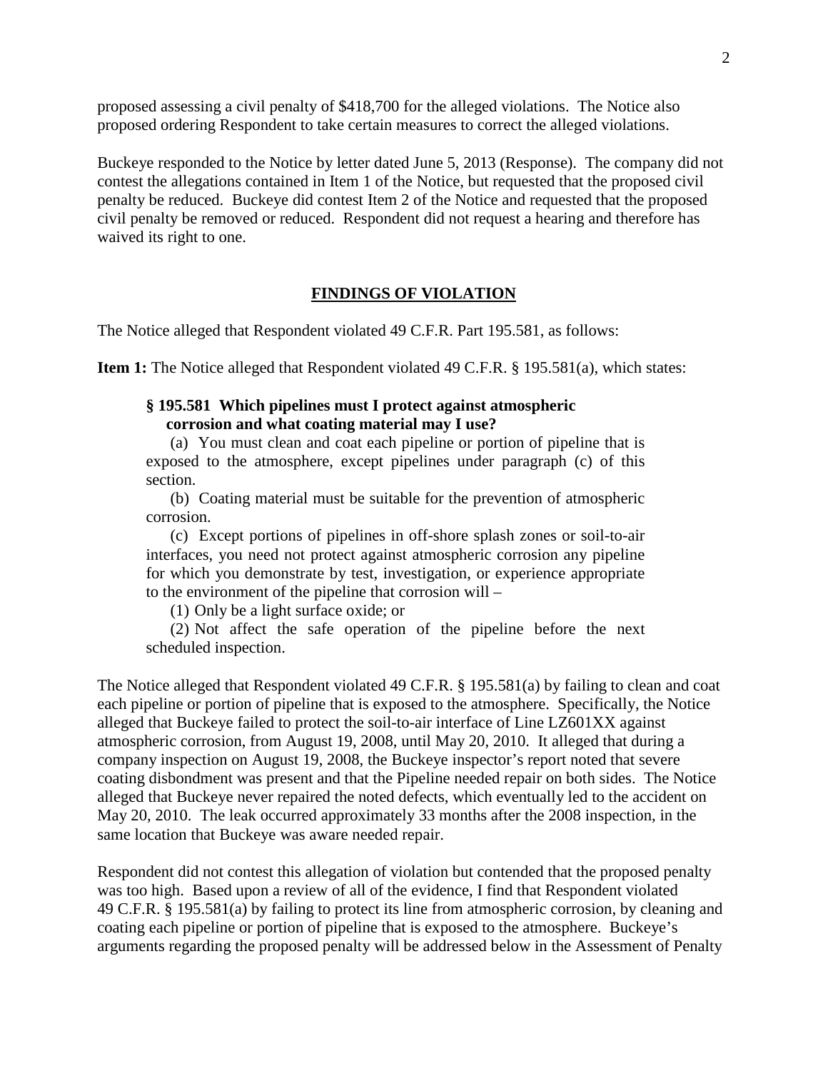proposed assessing a civil penalty of $418,700 for the alleged violations. The Notice also proposed ordering Respondent to take certain measures to correct the alleged violations.

Buckeye responded to the Notice by letter dated June 5, 2013 (Response). The company did not contest the allegations contained in Item 1 of the Notice, but requested that the proposed civil penalty be reduced. Buckeye did contest Item 2 of the Notice and requested that the proposed civil penalty be removed or reduced. Respondent did not request a hearing and therefore has waived its right to one.

## FINDINGS OF VIOLATION

The Notice alleged that Respondent violated 49 C.F.R. Part 195.581, as follows:

**Item 1:** The Notice alleged that Respondent violated 49 C.F.R. § 195.581(a), which states:

> **§ 195.581 Which pipelines must I protect against atmospheric corrosion and what coating material may I use?**
>
> (a) You must clean and coat each pipeline or portion of pipeline that is exposed to the atmosphere, except pipelines under paragraph (c) of this section.
>
> (b) Coating material must be suitable for the prevention of atmospheric corrosion.
>
> (c) Except portions of pipelines in off-shore splash zones or soil-to-air interfaces, you need not protect against atmospheric corrosion any pipeline for which you demonstrate by test, investigation, or experience appropriate to the environment of the pipeline that corrosion will –
>
> (1) Only be a light surface oxide; or
>
> (2) Not affect the safe operation of the pipeline before the next scheduled inspection.

The Notice alleged that Respondent violated 49 C.F.R. § 195.581(a) by failing to clean and coat each pipeline or portion of pipeline that is exposed to the atmosphere. Specifically, the Notice alleged that Buckeye failed to protect the soil-to-air interface of Line LZ601XX against atmospheric corrosion, from August 19, 2008, until May 20, 2010. It alleged that during a company inspection on August 19, 2008, the Buckeye inspector's report noted that severe coating disbondment was present and that the Pipeline needed repair on both sides. The Notice alleged that Buckeye never repaired the noted defects, which eventually led to the accident on May 20, 2010. The leak occurred approximately 33 months after the 2008 inspection, in the same location that Buckeye was aware needed repair.

Respondent did not contest this allegation of violation but contended that the proposed penalty was too high. Based upon a review of all of the evidence, I find that Respondent violated 49 C.F.R. § 195.581(a) by failing to protect its line from atmospheric corrosion, by cleaning and coating each pipeline or portion of pipeline that is exposed to the atmosphere. Buckeye's arguments regarding the proposed penalty will be addressed below in the Assessment of Penalty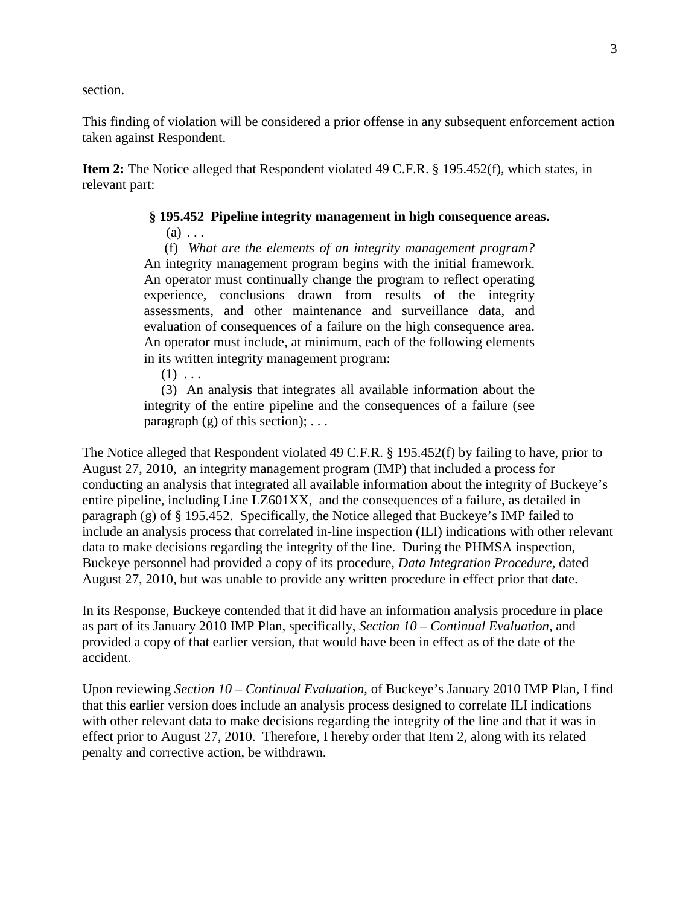section.

This finding of violation will be considered a prior offense in any subsequent enforcement action taken against Respondent.

**Item 2:** The Notice alleged that Respondent violated 49 C.F.R. § 195.452(f), which states, in relevant part:

> **§ 195.452 Pipeline integrity management in high consequence areas.**
>
> (a) . . .
>
> (f) *What are the elements of an integrity management program?* An integrity management program begins with the initial framework. An operator must continually change the program to reflect operating experience, conclusions drawn from results of the integrity assessments, and other maintenance and surveillance data, and evaluation of consequences of a failure on the high consequence area. An operator must include, at minimum, each of the following elements in its written integrity management program:
>
> (1) . . .
>
> (3) An analysis that integrates all available information about the integrity of the entire pipeline and the consequences of a failure (see paragraph (g) of this section); . . .

The Notice alleged that Respondent violated 49 C.F.R. § 195.452(f) by failing to have, prior to August 27, 2010, an integrity management program (IMP) that included a process for conducting an analysis that integrated all available information about the integrity of Buckeye's entire pipeline, including Line LZ601XX, and the consequences of a failure, as detailed in paragraph (g) of § 195.452. Specifically, the Notice alleged that Buckeye's IMP failed to include an analysis process that correlated in-line inspection (ILI) indications with other relevant data to make decisions regarding the integrity of the line. During the PHMSA inspection, Buckeye personnel had provided a copy of its procedure, *Data Integration Procedure,* dated August 27, 2010, but was unable to provide any written procedure in effect prior that date.

In its Response, Buckeye contended that it did have an information analysis procedure in place as part of its January 2010 IMP Plan, specifically, *Section 10 – Continual Evaluation*, and provided a copy of that earlier version, that would have been in effect as of the date of the accident.

Upon reviewing *Section 10 – Continual Evaluation*, of Buckeye's January 2010 IMP Plan, I find that this earlier version does include an analysis process designed to correlate ILI indications with other relevant data to make decisions regarding the integrity of the line and that it was in effect prior to August 27, 2010. Therefore, I hereby order that Item 2, along with its related penalty and corrective action, be withdrawn.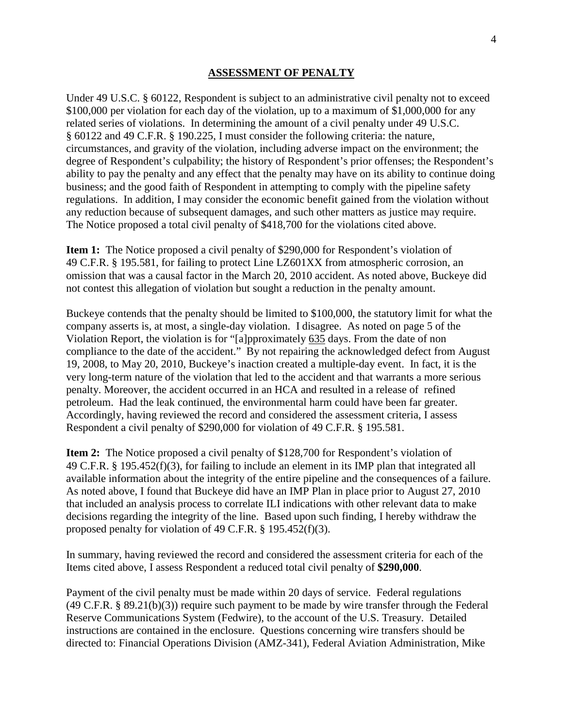## ASSESSMENT OF PENALTY

Under 49 U.S.C. § 60122, Respondent is subject to an administrative civil penalty not to exceed $100,000 per violation for each day of the violation, up to a maximum of $1,000,000 for any related series of violations. In determining the amount of a civil penalty under 49 U.S.C. § 60122 and 49 C.F.R. § 190.225, I must consider the following criteria: the nature, circumstances, and gravity of the violation, including adverse impact on the environment; the degree of Respondent's culpability; the history of Respondent's prior offenses; the Respondent's ability to pay the penalty and any effect that the penalty may have on its ability to continue doing business; and the good faith of Respondent in attempting to comply with the pipeline safety regulations. In addition, I may consider the economic benefit gained from the violation without any reduction because of subsequent damages, and such other matters as justice may require. The Notice proposed a total civil penalty of $418,700 for the violations cited above.

**Item 1:** The Notice proposed a civil penalty of $290,000 for Respondent's violation of 49 C.F.R. § 195.581, for failing to protect Line LZ601XX from atmospheric corrosion, an omission that was a causal factor in the March 20, 2010 accident. As noted above, Buckeye did not contest this allegation of violation but sought a reduction in the penalty amount.

Buckeye contends that the penalty should be limited to $100,000, the statutory limit for what the company asserts is, at most, a single-day violation. I disagree. As noted on page 5 of the Violation Report, the violation is for "[a]pproximately 635 days. From the date of non compliance to the date of the accident." By not repairing the acknowledged defect from August 19, 2008, to May 20, 2010, Buckeye's inaction created a multiple-day event. In fact, it is the very long-term nature of the violation that led to the accident and that warrants a more serious penalty. Moreover, the accident occurred in an HCA and resulted in a release of refined petroleum. Had the leak continued, the environmental harm could have been far greater. Accordingly, having reviewed the record and considered the assessment criteria, I assess Respondent a civil penalty of $290,000 for violation of 49 C.F.R. § 195.581.

**Item 2:** The Notice proposed a civil penalty of $128,700 for Respondent's violation of 49 C.F.R. § 195.452(f)(3), for failing to include an element in its IMP plan that integrated all available information about the integrity of the entire pipeline and the consequences of a failure. As noted above, I found that Buckeye did have an IMP Plan in place prior to August 27, 2010 that included an analysis process to correlate ILI indications with other relevant data to make decisions regarding the integrity of the line. Based upon such finding, I hereby withdraw the proposed penalty for violation of 49 C.F.R. § 195.452(f)(3).

In summary, having reviewed the record and considered the assessment criteria for each of the Items cited above, I assess Respondent a reduced total civil penalty of **$290,000**.

Payment of the civil penalty must be made within 20 days of service. Federal regulations (49 C.F.R. § 89.21(b)(3)) require such payment to be made by wire transfer through the Federal Reserve Communications System (Fedwire), to the account of the U.S. Treasury. Detailed instructions are contained in the enclosure. Questions concerning wire transfers should be directed to: Financial Operations Division (AMZ-341), Federal Aviation Administration, Mike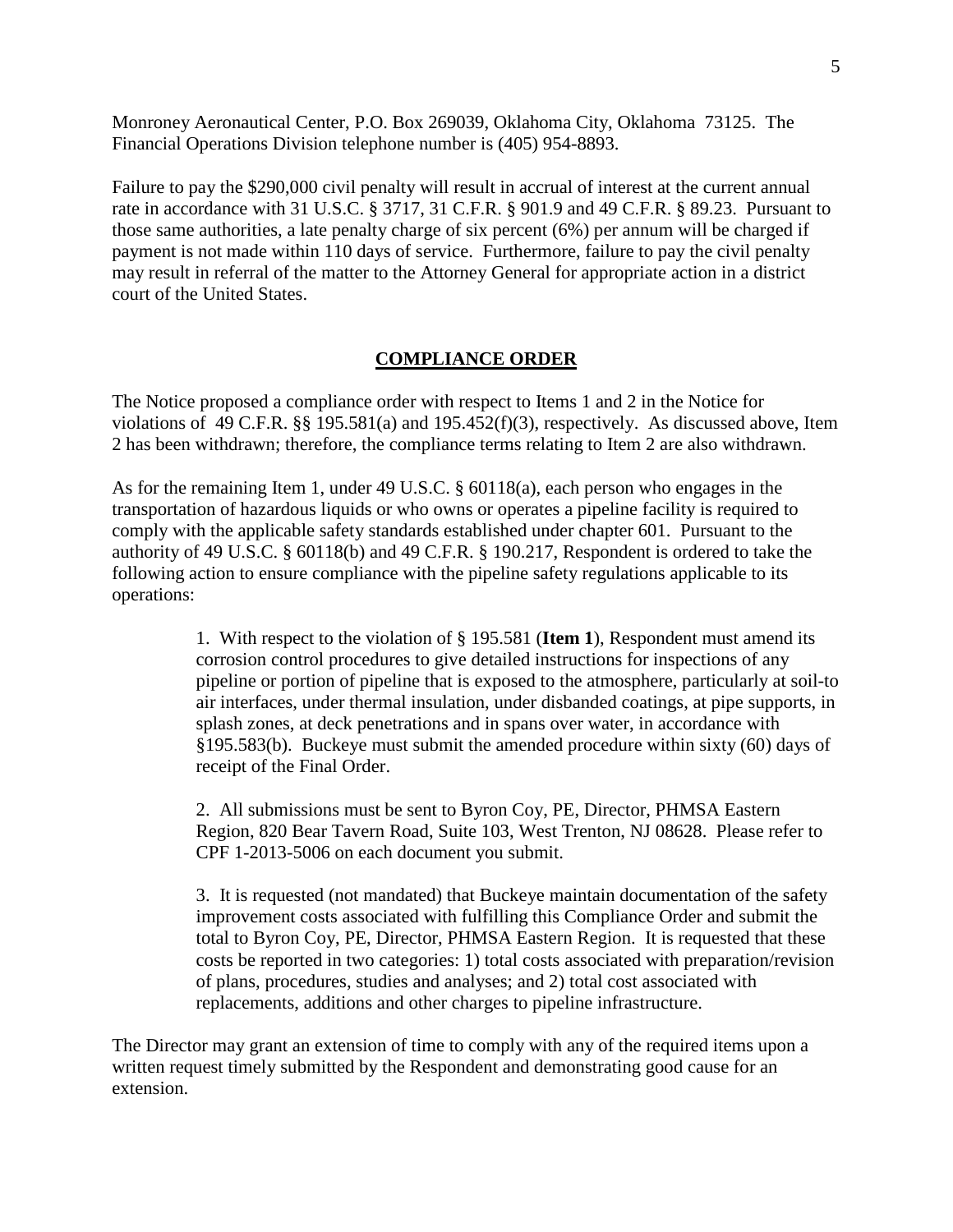Monroney Aeronautical Center, P.O. Box 269039, Oklahoma City, Oklahoma 73125. The Financial Operations Division telephone number is (405) 954-8893.

Failure to pay the $290,000 civil penalty will result in accrual of interest at the current annual rate in accordance with 31 U.S.C. § 3717, 31 C.F.R. § 901.9 and 49 C.F.R. § 89.23. Pursuant to those same authorities, a late penalty charge of six percent (6%) per annum will be charged if payment is not made within 110 days of service. Furthermore, failure to pay the civil penalty may result in referral of the matter to the Attorney General for appropriate action in a district court of the United States.

## COMPLIANCE ORDER

The Notice proposed a compliance order with respect to Items 1 and 2 in the Notice for violations of 49 C.F.R. §§ 195.581(a) and 195.452(f)(3), respectively. As discussed above, Item 2 has been withdrawn; therefore, the compliance terms relating to Item 2 are also withdrawn.

As for the remaining Item 1, under 49 U.S.C. § 60118(a), each person who engages in the transportation of hazardous liquids or who owns or operates a pipeline facility is required to comply with the applicable safety standards established under chapter 601. Pursuant to the authority of 49 U.S.C. § 60118(b) and 49 C.F.R. § 190.217, Respondent is ordered to take the following action to ensure compliance with the pipeline safety regulations applicable to its operations:

1. With respect to the violation of § 195.581 (**Item 1**), Respondent must amend its corrosion control procedures to give detailed instructions for inspections of any pipeline or portion of pipeline that is exposed to the atmosphere, particularly at soil-to air interfaces, under thermal insulation, under disbanded coatings, at pipe supports, in splash zones, at deck penetrations and in spans over water, in accordance with §195.583(b). Buckeye must submit the amended procedure within sixty (60) days of receipt of the Final Order.

2. All submissions must be sent to Byron Coy, PE, Director, PHMSA Eastern Region, 820 Bear Tavern Road, Suite 103, West Trenton, NJ 08628. Please refer to CPF 1-2013-5006 on each document you submit.

3. It is requested (not mandated) that Buckeye maintain documentation of the safety improvement costs associated with fulfilling this Compliance Order and submit the total to Byron Coy, PE, Director, PHMSA Eastern Region. It is requested that these costs be reported in two categories: 1) total costs associated with preparation/revision of plans, procedures, studies and analyses; and 2) total cost associated with replacements, additions and other charges to pipeline infrastructure.

The Director may grant an extension of time to comply with any of the required items upon a written request timely submitted by the Respondent and demonstrating good cause for an extension.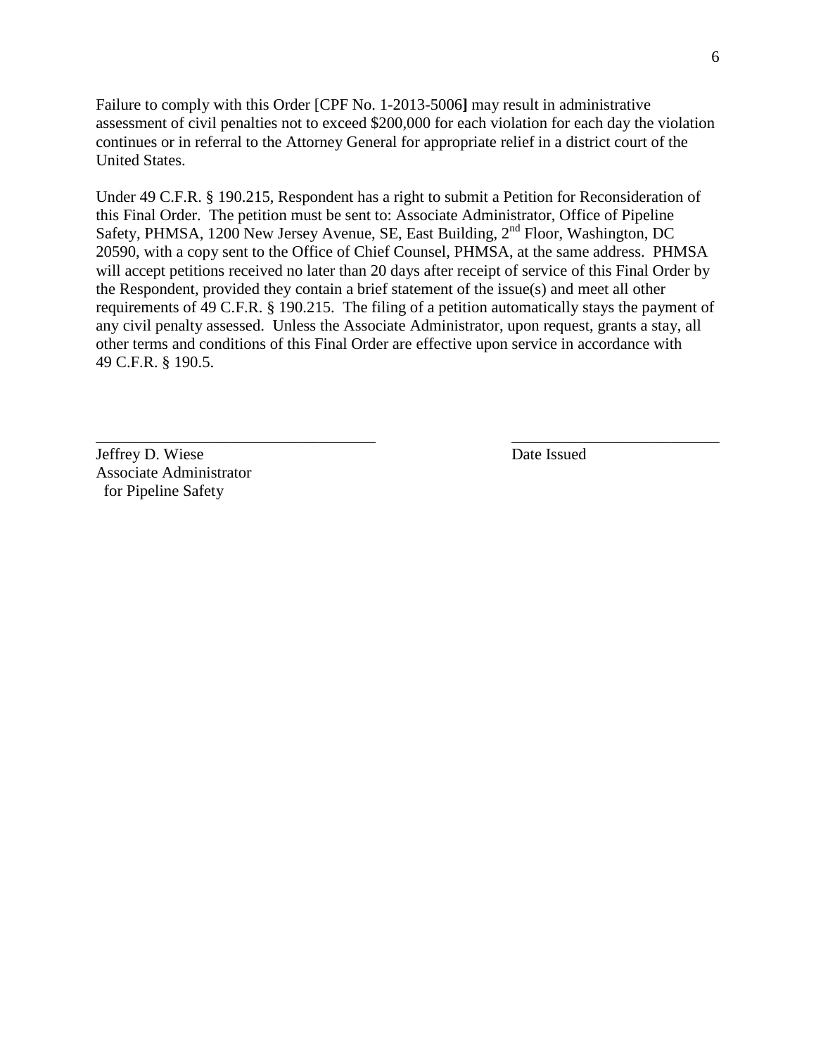Failure to comply with this Order [CPF No. 1-2013-5006] may result in administrative assessment of civil penalties not to exceed $200,000 for each violation for each day the violation continues or in referral to the Attorney General for appropriate relief in a district court of the United States.

Under 49 C.F.R. § 190.215, Respondent has a right to submit a Petition for Reconsideration of this Final Order. The petition must be sent to: Associate Administrator, Office of Pipeline Safety, PHMSA, 1200 New Jersey Avenue, SE, East Building, 2nd Floor, Washington, DC 20590, with a copy sent to the Office of Chief Counsel, PHMSA, at the same address. PHMSA will accept petitions received no later than 20 days after receipt of service of this Final Order by the Respondent, provided they contain a brief statement of the issue(s) and meet all other requirements of 49 C.F.R. § 190.215. The filing of a petition automatically stays the payment of any civil penalty assessed. Unless the Associate Administrator, upon request, grants a stay, all other terms and conditions of this Final Order are effective upon service in accordance with 49 C.F.R. § 190.5.

___________________________________ ___________________________

Jeffrey D. Wiese
Associate Administrator
for Pipeline Safety

Date Issued